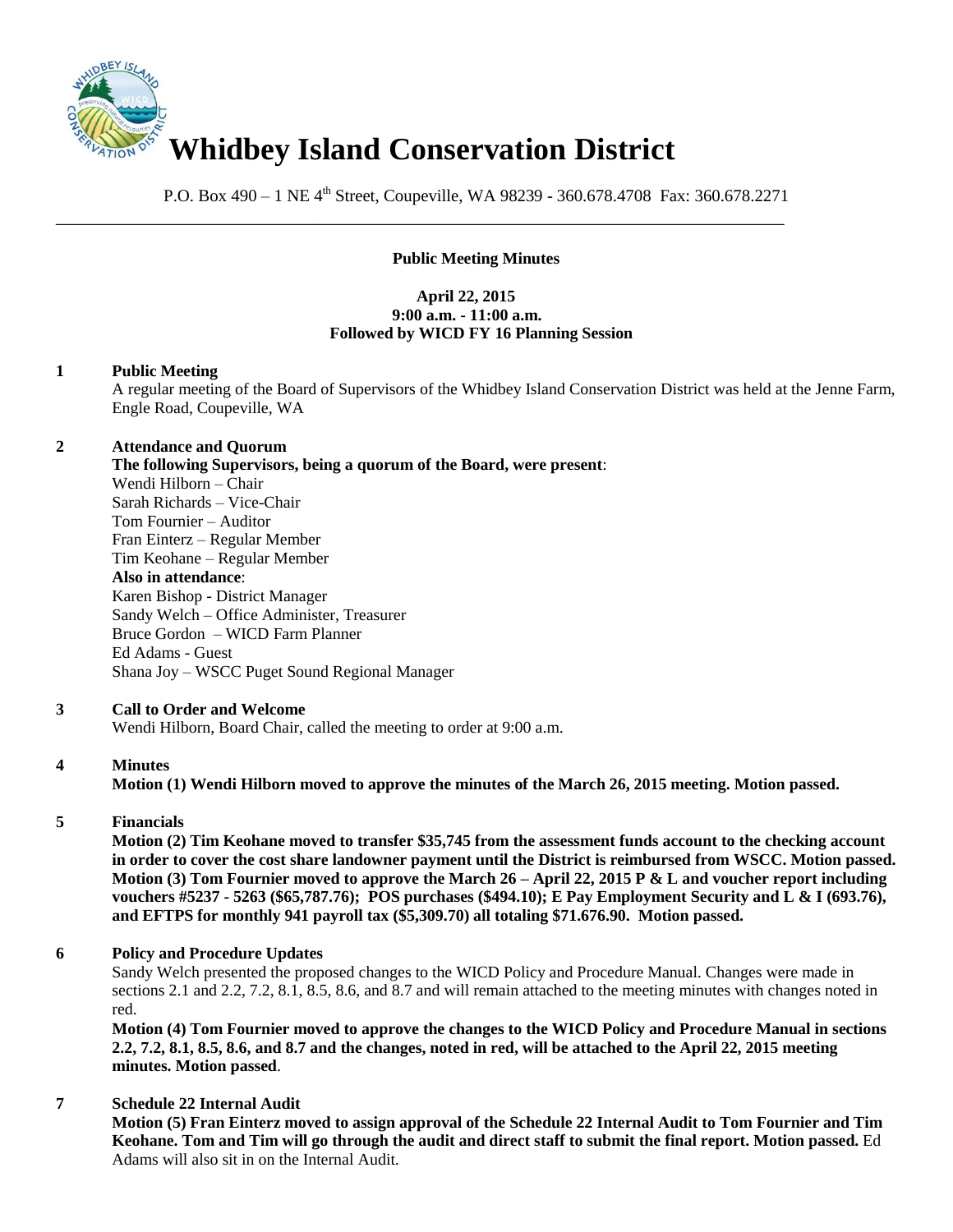# Whidbey Island Conservation District

P.O. Box 490 – 1 NE 4th Street, Coupeville, WA 98239 - 360.678.4708 Fax: 360.678.2271

---

**Public Meeting Minutes**

**April 22, 2015**
**9:00 a.m. - 11:00 a.m.**
**Followed by WICD FY 16 Planning Session**

**1 Public Meeting**

A regular meeting of the Board of Supervisors of the Whidbey Island Conservation District was held at the Jenne Farm, Engle Road, Coupeville, WA

**2 Attendance and Quorum**

**The following Supervisors, being a quorum of the Board, were present**:
Wendi Hilborn – Chair
Sarah Richards – Vice-Chair
Tom Fournier – Auditor
Fran Einterz – Regular Member
Tim Keohane – Regular Member
**Also in attendance**:
Karen Bishop - District Manager
Sandy Welch – Office Administer, Treasurer
Bruce Gordon – WICD Farm Planner
Ed Adams - Guest
Shana Joy – WSCC Puget Sound Regional Manager

**3 Call to Order and Welcome**

Wendi Hilborn, Board Chair, called the meeting to order at 9:00 a.m.

**4 Minutes**

**Motion (1) Wendi Hilborn moved to approve the minutes of the March 26, 2015 meeting. Motion passed.**

**5 Financials**

**Motion (2) Tim Keohane moved to transfer $35,745 from the assessment funds account to the checking account in order to cover the cost share landowner payment until the District is reimbursed from WSCC. Motion passed.**
**Motion (3) Tom Fournier moved to approve the March 26 – April 22, 2015 P & L and voucher report including vouchers #5237 - 5263 ($65,787.76); POS purchases ($494.10); E Pay Employment Security and L & I (693.76), and EFTPS for monthly 941 payroll tax ($5,309.70) all totaling $71.676.90. Motion passed.**

**6 Policy and Procedure Updates**

Sandy Welch presented the proposed changes to the WICD Policy and Procedure Manual. Changes were made in sections 2.1 and 2.2, 7.2, 8.1, 8.5, 8.6, and 8.7 and will remain attached to the meeting minutes with changes noted in red.

**Motion (4) Tom Fournier moved to approve the changes to the WICD Policy and Procedure Manual in sections 2.2, 7.2, 8.1, 8.5, 8.6, and 8.7 and the changes, noted in red, will be attached to the April 22, 2015 meeting minutes. Motion passed**.

**7 Schedule 22 Internal Audit**

**Motion (5) Fran Einterz moved to assign approval of the Schedule 22 Internal Audit to Tom Fournier and Tim Keohane. Tom and Tim will go through the audit and direct staff to submit the final report. Motion passed.** Ed Adams will also sit in on the Internal Audit.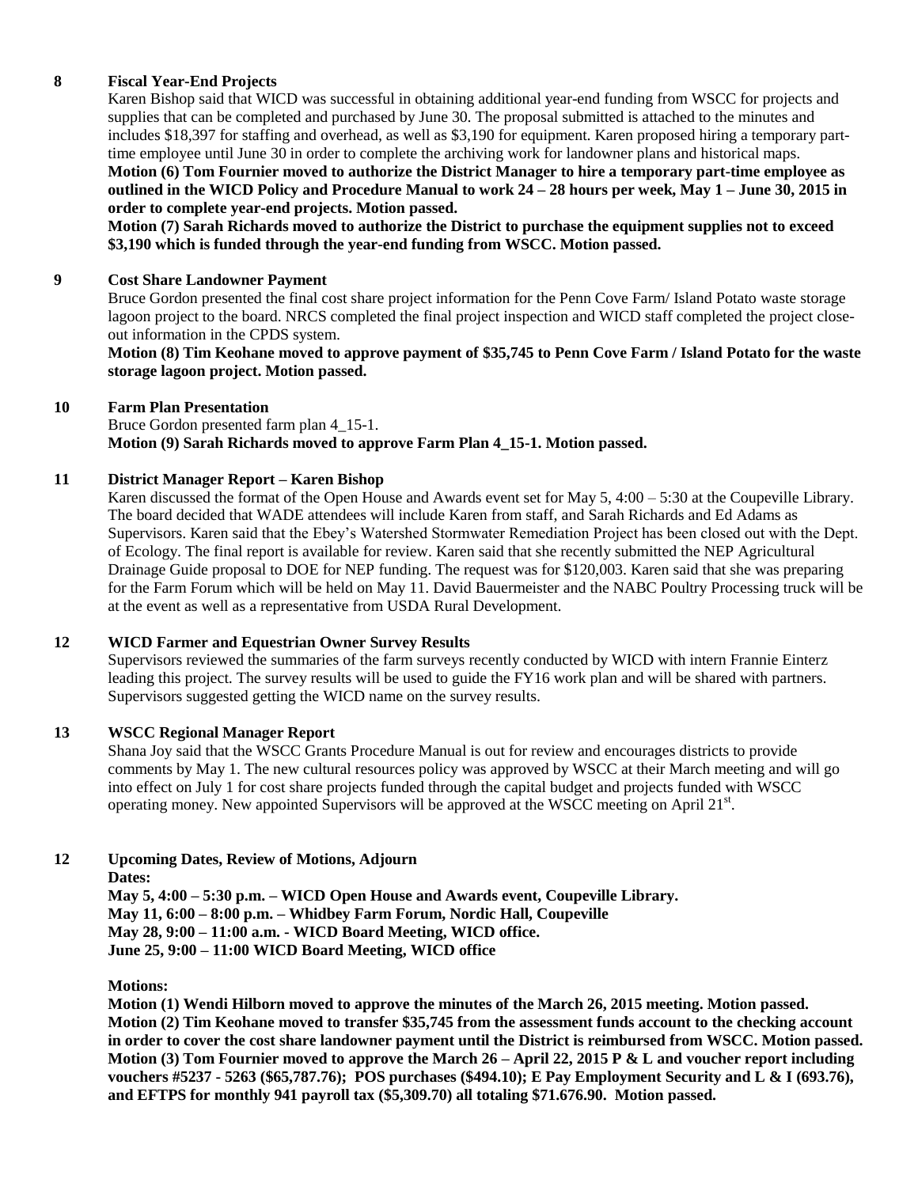## 8 Fiscal Year-End Projects

Karen Bishop said that WICD was successful in obtaining additional year-end funding from WSCC for projects and supplies that can be completed and purchased by June 30. The proposal submitted is attached to the minutes and includes $18,397 for staffing and overhead, as well as $3,190 for equipment. Karen proposed hiring a temporary part-time employee until June 30 in order to complete the archiving work for landowner plans and historical maps.

**Motion (6) Tom Fournier moved to authorize the District Manager to hire a temporary part-time employee as outlined in the WICD Policy and Procedure Manual to work 24 – 28 hours per week, May 1 – June 30, 2015 in order to complete year-end projects. Motion passed.**

**Motion (7) Sarah Richards moved to authorize the District to purchase the equipment supplies not to exceed $3,190 which is funded through the year-end funding from WSCC. Motion passed.**

## 9 Cost Share Landowner Payment

Bruce Gordon presented the final cost share project information for the Penn Cove Farm/ Island Potato waste storage lagoon project to the board. NRCS completed the final project inspection and WICD staff completed the project close-out information in the CPDS system.

**Motion (8) Tim Keohane moved to approve payment of $35,745 to Penn Cove Farm / Island Potato for the waste storage lagoon project. Motion passed.**

## 10 Farm Plan Presentation

Bruce Gordon presented farm plan 4_15-1.

**Motion (9) Sarah Richards moved to approve Farm Plan 4_15-1. Motion passed.**

## 11 District Manager Report – Karen Bishop

Karen discussed the format of the Open House and Awards event set for May 5, 4:00 – 5:30 at the Coupeville Library. The board decided that WADE attendees will include Karen from staff, and Sarah Richards and Ed Adams as Supervisors. Karen said that the Ebey's Watershed Stormwater Remediation Project has been closed out with the Dept. of Ecology. The final report is available for review. Karen said that she recently submitted the NEP Agricultural Drainage Guide proposal to DOE for NEP funding. The request was for $120,003. Karen said that she was preparing for the Farm Forum which will be held on May 11. David Bauermeister and the NABC Poultry Processing truck will be at the event as well as a representative from USDA Rural Development.

## 12 WICD Farmer and Equestrian Owner Survey Results

Supervisors reviewed the summaries of the farm surveys recently conducted by WICD with intern Frannie Einterz leading this project. The survey results will be used to guide the FY16 work plan and will be shared with partners. Supervisors suggested getting the WICD name on the survey results.

## 13 WSCC Regional Manager Report

Shana Joy said that the WSCC Grants Procedure Manual is out for review and encourages districts to provide comments by May 1. The new cultural resources policy was approved by WSCC at their March meeting and will go into effect on July 1 for cost share projects funded through the capital budget and projects funded with WSCC operating money. New appointed Supervisors will be approved at the WSCC meeting on April 21st.

## 12 Upcoming Dates, Review of Motions, Adjourn

**Dates:**

**May 5, 4:00 – 5:30 p.m. – WICD Open House and Awards event, Coupeville Library.**
**May 11, 6:00 – 8:00 p.m. – Whidbey Farm Forum, Nordic Hall, Coupeville**
**May 28, 9:00 – 11:00 a.m. - WICD Board Meeting, WICD office.**
**June 25, 9:00 – 11:00 WICD Board Meeting, WICD office**

**Motions:**

**Motion (1) Wendi Hilborn moved to approve the minutes of the March 26, 2015 meeting. Motion passed.**
**Motion (2) Tim Keohane moved to transfer $35,745 from the assessment funds account to the checking account in order to cover the cost share landowner payment until the District is reimbursed from WSCC. Motion passed.**
**Motion (3) Tom Fournier moved to approve the March 26 – April 22, 2015 P & L and voucher report including vouchers #5237 - 5263 ($65,787.76); POS purchases ($494.10); E Pay Employment Security and L & I (693.76), and EFTPS for monthly 941 payroll tax ($5,309.70) all totaling $71.676.90. Motion passed.**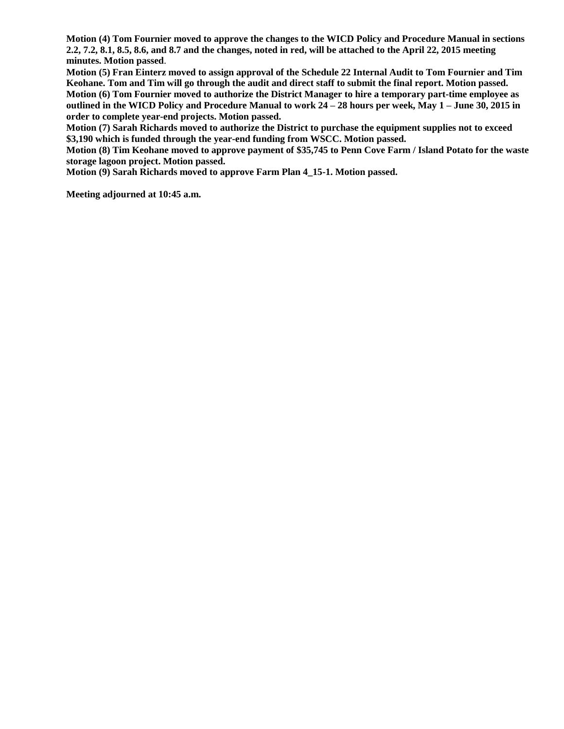**Motion (4) Tom Fournier moved to approve the changes to the WICD Policy and Procedure Manual in sections 2.2, 7.2, 8.1, 8.5, 8.6, and 8.7 and the changes, noted in red, will be attached to the April 22, 2015 meeting minutes. Motion passed**.

**Motion (5) Fran Einterz moved to assign approval of the Schedule 22 Internal Audit to Tom Fournier and Tim Keohane. Tom and Tim will go through the audit and direct staff to submit the final report. Motion passed.**

**Motion (6) Tom Fournier moved to authorize the District Manager to hire a temporary part-time employee as outlined in the WICD Policy and Procedure Manual to work 24 – 28 hours per week, May 1 – June 30, 2015 in order to complete year-end projects. Motion passed.**

**Motion (7) Sarah Richards moved to authorize the District to purchase the equipment supplies not to exceed $3,190 which is funded through the year-end funding from WSCC. Motion passed.**

**Motion (8) Tim Keohane moved to approve payment of $35,745 to Penn Cove Farm / Island Potato for the waste storage lagoon project. Motion passed.**

**Motion (9) Sarah Richards moved to approve Farm Plan 4_15-1. Motion passed.**

**Meeting adjourned at 10:45 a.m.**